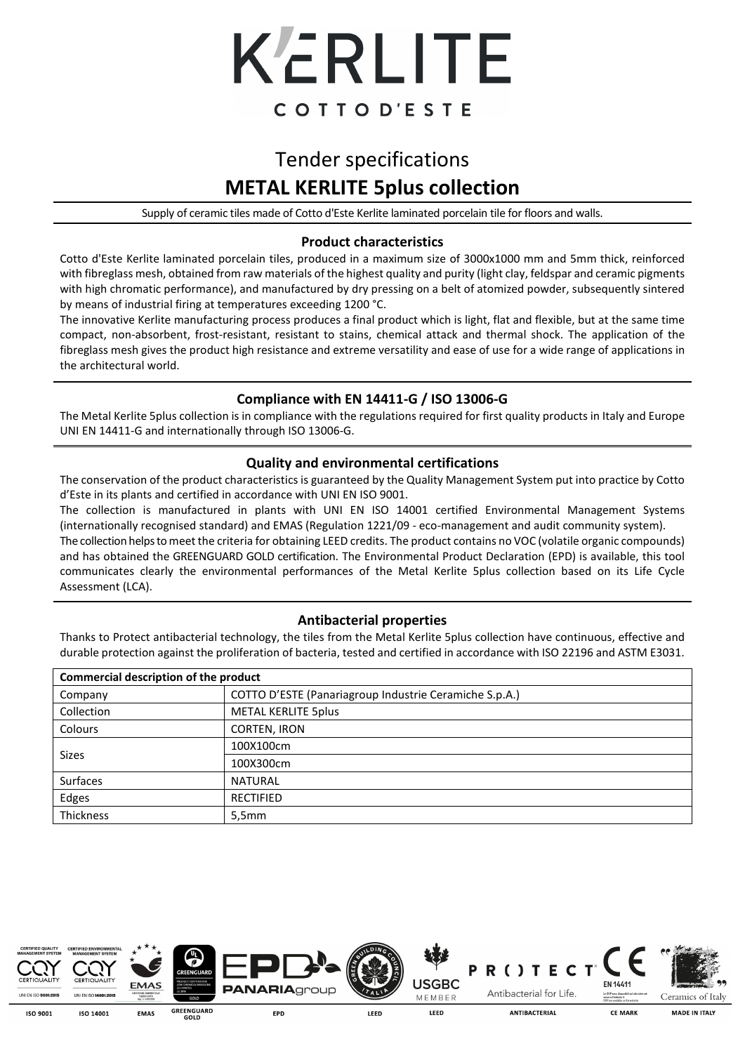# K'ERLITE

COTTO D'ESTE

## Tender specifications

## METAL KERLITE 5plus collection

Supply of ceramic tiles made of Cotto d'Este Kerlite laminated porcelain tile for floors and walls.

### Product characteristics

Cotto d'Este Kerlite laminated porcelain tiles, produced in a maximum size of 3000x1000 mm and 5mm thick, reinforced with fibreglass mesh, obtained from raw materials of the highest quality and purity (light clay, feldspar and ceramic pigments with high chromatic performance), and manufactured by dry pressing on a belt of atomized powder, subsequently sintered by means of industrial firing at temperatures exceeding 1200 °C.

The innovative Kerlite manufacturing process produces a final product which is light, flat and flexible, but at the same time compact, non-absorbent, frost-resistant, resistant to stains, chemical attack and thermal shock. The application of the fibreglass mesh gives the product high resistance and extreme versatility and ease of use for a wide range of applications in the architectural world.

### Compliance with EN 14411-G / ISO 13006-G

The Metal Kerlite 5plus collection is in compliance with the regulations required for first quality products in Italy and Europe UNI EN 14411-G and internationally through ISO 13006-G.

### Quality and environmental certifications

The conservation of the product characteristics is guaranteed by the Quality Management System put into practice by Cotto d'Este in its plants and certified in accordance with UNI EN ISO 9001.

The collection is manufactured in plants with UNI EN ISO 14001 certified Environmental Management Systems (internationally recognised standard) and EMAS (Regulation 1221/09 - eco-management and audit community system).

The collection helps to meet the criteria for obtaining LEED credits. The product contains no VOC (volatile organic compounds) and has obtained the GREENGUARD GOLD certification. The Environmental Product Declaration (EPD) is available, this tool communicates clearly the environmental performances of the Metal Kerlite 5plus collection based on its Life Cycle Assessment (LCA).

### Antibacterial properties

Thanks to Protect antibacterial technology, the tiles from the Metal Kerlite 5plus collection have continuous, effective and durable protection against the proliferation of bacteria, tested and certified in accordance with ISO 22196 and ASTM E3031.

| Commercial description of the product | |
|---|---|
| Company | COTTO D'ESTE (Panariagroup Industrie Ceramiche S.p.A.) |
| Collection | METAL KERLITE 5plus |
| Colours | CORTEN, IRON |
| Sizes | 100X100cm |
| | 100X300cm |
| Surfaces | NATURAL |
| Edges | RECTIFIED |
| Thickness | 5,5mm |

ISO 9001 | ISO 14001 | EMAS | GREENGUARD GOLD | EPD | LEED | LEED | ANTIBACTERIAL | CE MARK | MADE IN ITALY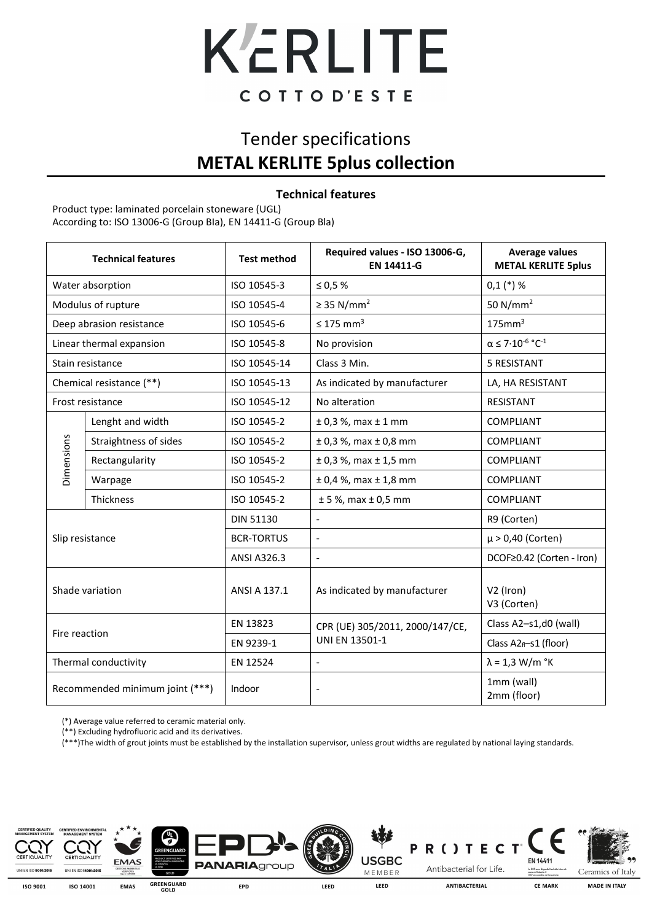# K'ERLITE

COTTO D'ESTE

# Tender specifications
## METAL KERLITE 5plus collection

### Technical features

Product type: laminated porcelain stoneware (UGL)
According to: ISO 13006-G (Group BIa), EN 14411-G (Group Bla)

| Technical features | | Test method | Required values - ISO 13006-G, EN 14411-G | Average values METAL KERLITE 5plus |
|---|---|---|---|---|
| Water absorption | | ISO 10545-3 | ≤ 0,5 % | 0,1 (*) % |
| Modulus of rupture | | ISO 10545-4 | ≥ 35 N/mm$^2$ | 50 N/mm$^2$ |
| Deep abrasion resistance | | ISO 10545-6 | ≤ 175 mm$^3$ | 175mm$^3$ |
| Linear thermal expansion | | ISO 10545-8 | No provision | $\alpha \leq 7{\cdot}10^{-6}$ °C$^{-1}$ |
| Stain resistance | | ISO 10545-14 | Class 3 Min. | 5 RESISTANT |
| Chemical resistance (**) | | ISO 10545-13 | As indicated by manufacturer | LA, HA RESISTANT |
| Frost resistance | | ISO 10545-12 | No alteration | RESISTANT |
| Dimensions | Lenght and width | ISO 10545-2 | ± 0,3 %, max ± 1 mm | COMPLIANT |
| | Straightness of sides | ISO 10545-2 | ± 0,3 %, max ± 0,8 mm | COMPLIANT |
| | Rectangularity | ISO 10545-2 | ± 0,3 %, max ± 1,5 mm | COMPLIANT |
| | Warpage | ISO 10545-2 | ± 0,4 %, max ± 1,8 mm | COMPLIANT |
| | Thickness | ISO 10545-2 | ± 5 %, max ± 0,5 mm | COMPLIANT |
| Slip resistance | | DIN 51130 | - | R9 (Corten) |
| | | BCR-TORTUS | - | μ > 0,40 (Corten) |
| | | ANSI A326.3 | - | DCOF≥0.42 (Corten - Iron) |
| Shade variation | | ANSI A 137.1 | As indicated by manufacturer | V2 (Iron)<br>V3 (Corten) |
| Fire reaction | | EN 13823 | CPR (UE) 305/2011, 2000/147/CE, UNI EN 13501-1 | Class A2–s1,d0 (wall) |
| | | EN 9239-1 | | Class A2$_{fl}$–s1 (floor) |
| Thermal conductivity | | EN 12524 | - | λ = 1,3 W/m °K |
| Recommended minimum joint (***) | | Indoor | - | 1mm (wall)<br>2mm (floor) |

(*) Average value referred to ceramic material only.
(**) Excluding hydrofluoric acid and its derivatives.
(***)The width of grout joints must be established by the installation supervisor, unless grout widths are regulated by national laying standards.

ISO 9001 | ISO 14001 | EMAS | GREENGUARD GOLD | EPD | LEED | LEED | ANTIBACTERIAL | CE MARK | MADE IN ITALY